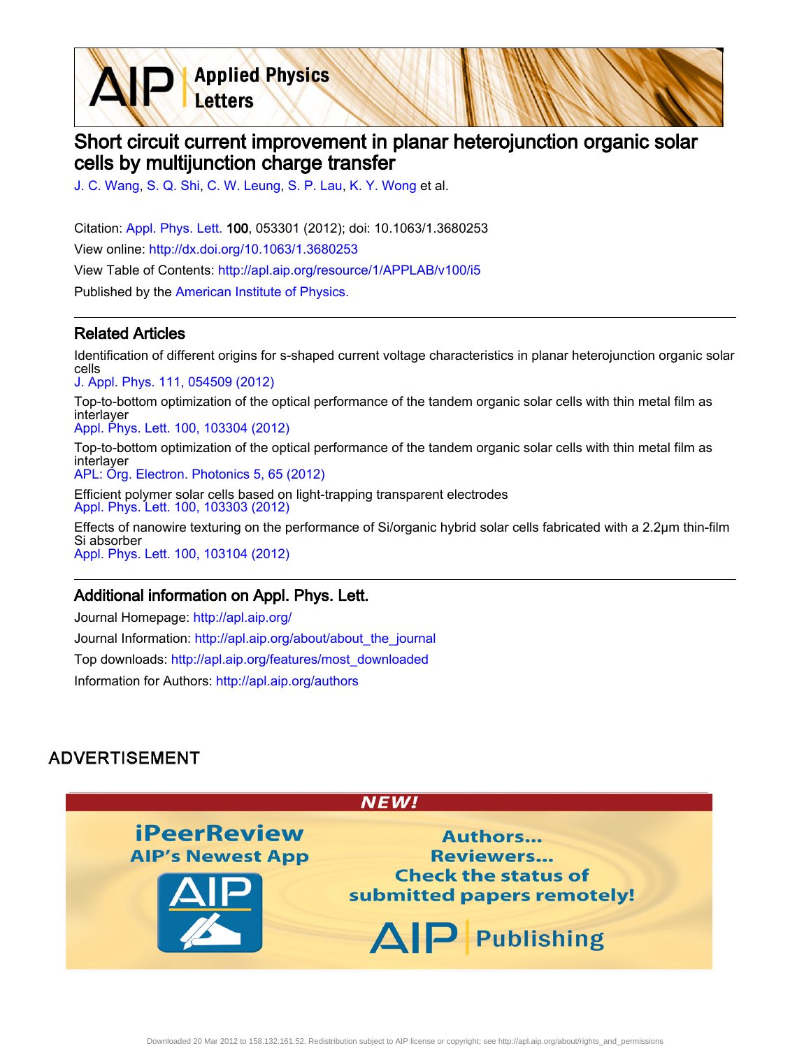# Short circuit current improvement in planar heterojunction organic solar cells by multijunction charge transfer

J. C. Wang, S. Q. Shi, C. W. Leung, S. P. Lau, K. Y. Wong et al.

Citation: Appl. Phys. Lett. **100**, 053301 (2012); doi: 10.1063/1.3680253

View online: http://dx.doi.org/10.1063/1.3680253

View Table of Contents: http://apl.aip.org/resource/1/APPLAB/v100/i5

Published by the American Institute of Physics.

## Related Articles

Identification of different origins for s-shaped current voltage characteristics in planar heterojunction organic solar cells
J. Appl. Phys. 111, 054509 (2012)

Top-to-bottom optimization of the optical performance of the tandem organic solar cells with thin metal film as interlayer
Appl. Phys. Lett. 100, 103304 (2012)

Top-to-bottom optimization of the optical performance of the tandem organic solar cells with thin metal film as interlayer
APL: Org. Electron. Photonics 5, 65 (2012)

Efficient polymer solar cells based on light-trapping transparent electrodes
Appl. Phys. Lett. 100, 103303 (2012)

Effects of nanowire texturing on the performance of Si/organic hybrid solar cells fabricated with a 2.2μm thin-film Si absorber
Appl. Phys. Lett. 100, 103104 (2012)

## Additional information on Appl. Phys. Lett.

Journal Homepage: http://apl.aip.org/

Journal Information: http://apl.aip.org/about/about_the_journal

Top downloads: http://apl.aip.org/features/most_downloaded

Information for Authors: http://apl.aip.org/authors

## ADVERTISEMENT

NEW!

iPeerReview
AIP's Newest App

Authors...
Reviewers...
Check the status of submitted papers remotely!

AIP Publishing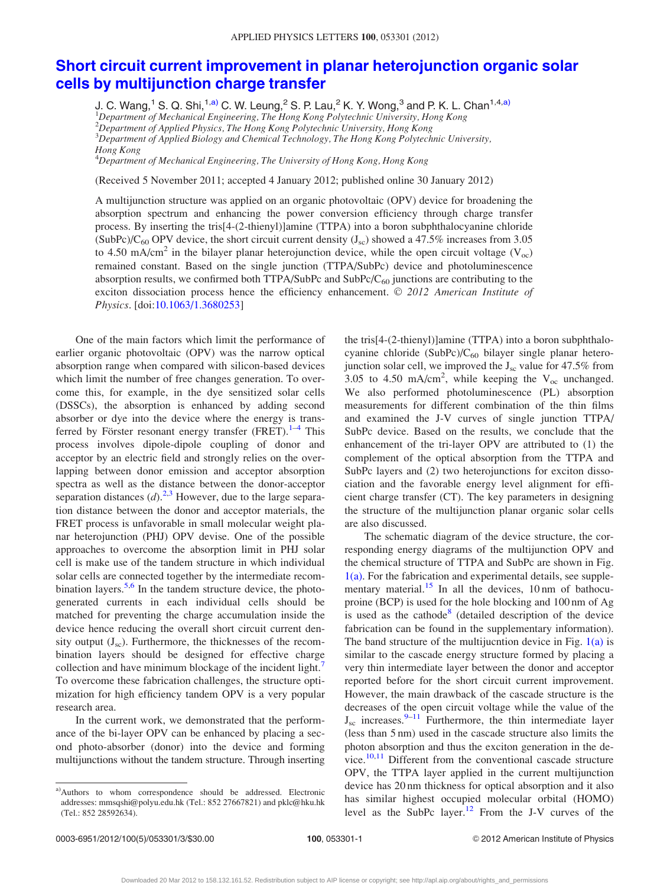# Short circuit current improvement in planar heterojunction organic solar cells by multijunction charge transfer

J. C. Wang,[1] S. Q. Shi,[1,a)] C. W. Leung,[2] S. P. Lau,[2] K. Y. Wong,[3] and P. K. L. Chan[1,4,a)]

[1]*Department of Mechanical Engineering, The Hong Kong Polytechnic University, Hong Kong*
[2]*Department of Applied Physics, The Hong Kong Polytechnic University, Hong Kong*
[3]*Department of Applied Biology and Chemical Technology, The Hong Kong Polytechnic University, Hong Kong*
[4]*Department of Mechanical Engineering, The University of Hong Kong, Hong Kong*

(Received 5 November 2011; accepted 4 January 2012; published online 30 January 2012)

A multijunction structure was applied on an organic photovoltaic (OPV) device for broadening the absorption spectrum and enhancing the power conversion efficiency through charge transfer process. By inserting the tris[4-(2-thienyl)]amine (TTPA) into a boron subphthalocyanine chloride (SubPc)/$C_{60}$ OPV device, the short circuit current density ($J_{sc}$) showed a 47.5% increases from 3.05 to 4.50 mA/cm$^2$ in the bilayer planar heterojunction device, while the open circuit voltage ($V_{oc}$) remained constant. Based on the single junction (TTPA/SubPc) device and photoluminescence absorption results, we confirmed both TTPA/SubPc and SubPc/$C_{60}$ junctions are contributing to the exciton dissociation process hence the efficiency enhancement. © *2012 American Institute of Physics*. [doi:10.1063/1.3680253]

One of the main factors which limit the performance of earlier organic photovoltaic (OPV) was the narrow optical absorption range when compared with silicon-based devices which limit the number of free changes generation. To overcome this, for example, in the dye sensitized solar cells (DSSCs), the absorption is enhanced by adding second absorber or dye into the device where the energy is transferred by Förster resonant energy transfer (FRET).[1–4] This process involves dipole-dipole coupling of donor and acceptor by an electric field and strongly relies on the overlapping between donor emission and acceptor absorption spectra as well as the distance between the donor-acceptor separation distances ($d$).[2,3] However, due to the large separation distance between the donor and acceptor materials, the FRET process is unfavorable in small molecular weight planar heterojunction (PHJ) OPV devise. One of the possible approaches to overcome the absorption limit in PHJ solar cell is make use of the tandem structure in which individual solar cells are connected together by the intermediate recombination layers.[5,6] In the tandem structure device, the photogenerated currents in each individual cells should be matched for preventing the charge accumulation inside the device hence reducing the overall short circuit current density output ($J_{sc}$). Furthermore, the thicknesses of the recombination layers should be designed for effective charge collection and have minimum blockage of the incident light.[7] To overcome these fabrication challenges, the structure optimization for high efficiency tandem OPV is a very popular research area.

In the current work, we demonstrated that the performance of the bi-layer OPV can be enhanced by placing a second photo-absorber (donor) into the device and forming multijunctions without the tandem structure. Through inserting the tris[4-(2-thienyl)]amine (TTPA) into a boron subphthalocyanine chloride (SubPc)/$C_{60}$ bilayer single planar heterojunction solar cell, we improved the $J_{sc}$ value for 47.5% from 3.05 to 4.50 mA/cm$^2$, while keeping the $V_{oc}$ unchanged. We also performed photoluminescence (PL) absorption measurements for different combination of the thin films and examined the J-V curves of single junction TTPA/SubPc device. Based on the results, we conclude that the enhancement of the tri-layer OPV are attributed to (1) the complement of the optical absorption from the TTPA and SubPc layers and (2) two heterojunctions for exciton dissociation and the favorable energy level alignment for efficient charge transfer (CT). The key parameters in designing the structure of the multijunction planar organic solar cells are also discussed.

The schematic diagram of the device structure, the corresponding energy diagrams of the multijunction OPV and the chemical structure of TTPA and SubPc are shown in Fig. 1(a). For the fabrication and experimental details, see supplementary material.[15] In all the devices, 10 nm of bathocuproine (BCP) is used for the hole blocking and 100 nm of Ag is used as the cathode[8] (detailed description of the device fabrication can be found in the supplementary information). The band structure of the multijucntion device in Fig. 1(a) is similar to the cascade energy structure formed by placing a very thin intermediate layer between the donor and acceptor reported before for the short circuit current improvement. However, the main drawback of the cascade structure is the decreases of the open circuit voltage while the value of the $J_{sc}$ increases.[9–11] Furthermore, the thin intermediate layer (less than 5 nm) used in the cascade structure also limits the photon absorption and thus the exciton generation in the device.[10,11] Different from the conventional cascade structure OPV, the TTPA layer applied in the current multijunction device has 20 nm thickness for optical absorption and it also has similar highest occupied molecular orbital (HOMO) level as the SubPc layer.[12] From the J-V curves of the

a)Authors to whom correspondence should be addressed. Electronic addresses: mmsqshi@polyu.edu.hk (Tel.: 852 27667821) and pklc@hku.hk (Tel.: 852 28592634).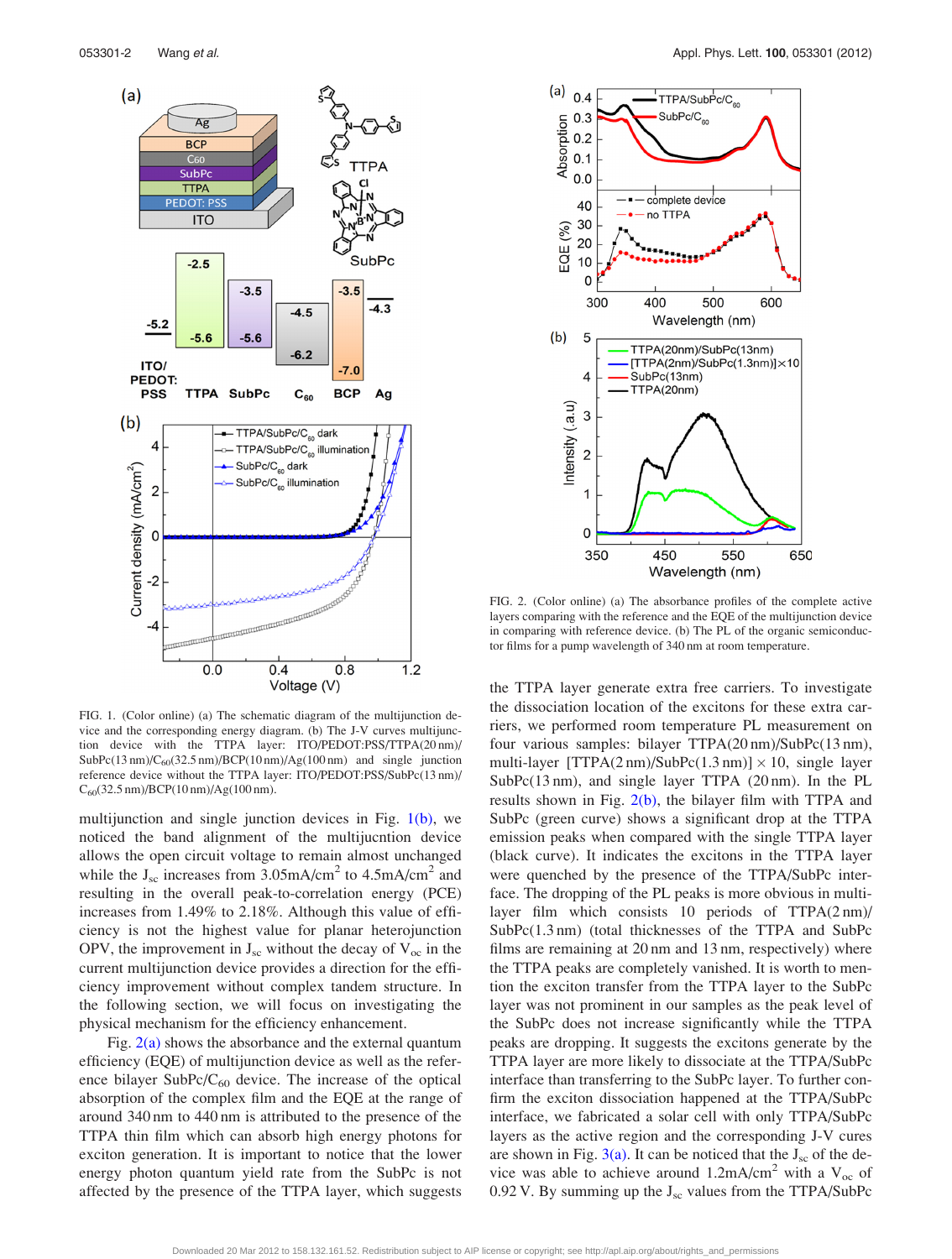FIG. 1. (Color online) (a) The schematic diagram of the multijunction device and the corresponding energy diagram. (b) The J-V curves multijunction device with the TTPA layer: ITO/PEDOT:PSS/TTPA(20 nm)/SubPc(13 nm)/$C_{60}$(32.5 nm)/BCP(10 nm)/Ag(100 nm) and single junction reference device without the TTPA layer: ITO/PEDOT:PSS/SubPc(13 nm)/$C_{60}$(32.5 nm)/BCP(10 nm)/Ag(100 nm).

multijunction and single junction devices in Fig. 1(b), we noticed the band alignment of the multijunction device allows the open circuit voltage to remain almost unchanged while the $J_{sc}$ increases from 3.05mA/cm$^2$ to 4.5mA/cm$^2$ and resulting in the overall peak-to-correlation energy (PCE) increases from 1.49% to 2.18%. Although this value of efficiency is not the highest value for planar heterojunction OPV, the improvement in $J_{sc}$ without the decay of $V_{oc}$ in the current multijunction device provides a direction for the efficiency improvement without complex tandem structure. In the following section, we will focus on investigating the physical mechanism for the efficiency enhancement.

Fig. 2(a) shows the absorbance and the external quantum efficiency (EQE) of multijunction device as well as the reference bilayer SubPc/$C_{60}$ device. The increase of the optical absorption of the complex film and the EQE at the range of around 340 nm to 440 nm is attributed to the presence of the TTPA thin film which can absorb high energy photons for exciton generation. It is important to notice that the lower energy photon quantum yield rate from the SubPc is not affected by the presence of the TTPA layer, which suggests the TTPA layer generate extra free carriers. To investigate the dissociation location of the excitons for these extra carriers, we performed room temperature PL measurement on four various samples: bilayer TTPA(20 nm)/SubPc(13 nm), multi-layer [TTPA(2 nm)/SubPc(1.3 nm)] × 10, single layer SubPc(13 nm), and single layer TTPA (20 nm). In the PL results shown in Fig. 2(b), the bilayer film with TTPA and SubPc (green curve) shows a significant drop at the TTPA emission peaks when compared with the single TTPA layer (black curve). It indicates the excitons in the TTPA layer were quenched by the presence of the TTPA/SubPc interface. The dropping of the PL peaks is more obvious in multilayer film which consists 10 periods of TTPA(2 nm)/SubPc(1.3 nm) (total thicknesses of the TTPA and SubPc films are remaining at 20 nm and 13 nm, respectively) where the TTPA peaks are completely vanished. It is worth to mention the exciton transfer from the TTPA layer to the SubPc layer was not prominent in our samples as the peak level of the SubPc does not increase significantly while the TTPA peaks are dropping. It suggests the excitons generate by the TTPA layer are more likely to dissociate at the TTPA/SubPc interface than transferring to the SubPc layer. To further confirm the exciton dissociation happened at the TTPA/SubPc interface, we fabricated a solar cell with only TTPA/SubPc layers as the active region and the corresponding J-V cures are shown in Fig. 3(a). It can be noticed that the $J_{sc}$ of the device was able to achieve around 1.2mA/cm$^2$ with a $V_{oc}$ of 0.92 V. By summing up the $J_{sc}$ values from the TTPA/SubPc

FIG. 2. (Color online) (a) The absorbance profiles of the complete active layers comparing with the reference and the EQE of the multijunction device in comparing with reference device. (b) The PL of the organic semiconductor films for a pump wavelength of 340 nm at room temperature.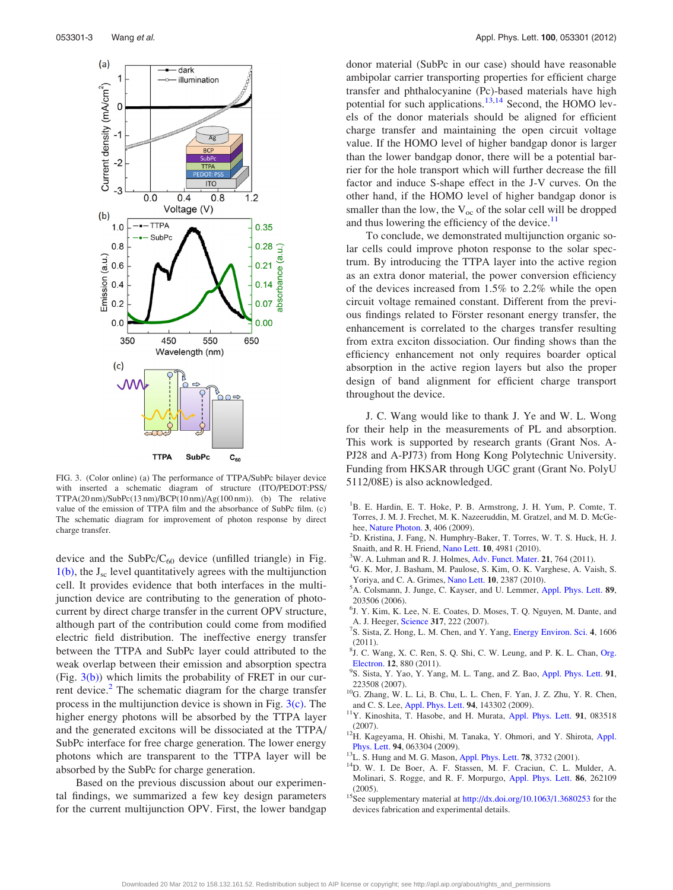(a)

dark

illumination

Current density (mA/cm²)

1

0

-1

-2

-3

0.0

0.4

0.8

1.2

Voltage (V)

Ag

BCP

SubPc

TTPA

PEDOT: PSS

ITO

(b)

TTPA

SubPc

Emission (a.u.)

1.0

0.8

0.6

0.4

0.2

0.0

0.35

0.28

0.21

0.14

0.07

0.00

absorbance (a.u.)

350

450

550

650

Wavelength (nm)

(c)

TTPA

SubPc

$C_{60}$

FIG. 3. (Color online) (a) The performance of TTPA/SubPc bilayer device with inserted a schematic diagram of structure (ITO/PEDOT:PSS/TTPA(20 nm)/SubPc(13 nm)/BCP(10 nm)/Ag(100 nm)). (b) The relative value of the emission of TTPA film and the absorbance of SubPc film. (c) The schematic diagram for improvement of photon response by direct charge transfer.

device and the SubPc/$C_{60}$ device (unfilled triangle) in Fig. 1(b), the $J_{sc}$ level quantitatively agrees with the multijunction cell. It provides evidence that both interfaces in the multijunction device are contributing to the generation of photocurrent by direct charge transfer in the current OPV structure, although part of the contribution could come from modified electric field distribution. The ineffective energy transfer between the TTPA and SubPc layer could attributed to the weak overlap between their emission and absorption spectra (Fig. 3(b)) which limits the probability of FRET in our current device.[2] The schematic diagram for the charge transfer process in the multijunction device is shown in Fig. 3(c). The higher energy photons will be absorbed by the TTPA layer and the generated excitons will be dissociated at the TTPA/SubPc interface for free charge generation. The lower energy photons which are transparent to the TTPA layer will be absorbed by the SubPc for charge generation.

Based on the previous discussion about our experimental findings, we summarized a few key design parameters for the current multijunction OPV. First, the lower bandgap donor material (SubPc in our case) should have reasonable ambipolar carrier transporting properties for efficient charge transfer and phthalocyanine (Pc)-based materials have high potential for such applications.[13,14] Second, the HOMO levels of the donor materials should be aligned for efficient charge transfer and maintaining the open circuit voltage value. If the HOMO level of higher bandgap donor is larger than the lower bandgap donor, there will be a potential barrier for the hole transport which will further decrease the fill factor and induce S-shape effect in the J-V curves. On the other hand, if the HOMO level of higher bandgap donor is smaller than the low, the $V_{oc}$ of the solar cell will be dropped and thus lowering the efficiency of the device.[11]

To conclude, we demonstrated multijunction organic solar cells could improve photon response to the solar spectrum. By introducing the TTPA layer into the active region as an extra donor material, the power conversion efficiency of the devices increased from 1.5% to 2.2% while the open circuit voltage remained constant. Different from the previous findings related to Förster resonant energy transfer, the enhancement is correlated to the charges transfer resulting from extra exciton dissociation. Our finding shows than the efficiency enhancement not only requires boarder optical absorption in the active region layers but also the proper design of band alignment for efficient charge transport throughout the device.

J. C. Wang would like to thank J. Ye and W. L. Wong for their help in the measurements of PL and absorption. This work is supported by research grants (Grant Nos. A-PJ28 and A-PJ73) from Hong Kong Polytechnic University. Funding from HKSAR through UGC grant (Grant No. PolyU 5112/08E) is also acknowledged.

[1] B. E. Hardin, E. T. Hoke, P. B. Armstrong, J. H. Yum, P. Comte, T. Torres, J. M. J. Frechet, M. K. Nazeeruddin, M. Gratzel, and M. D. McGehee, Nature Photon. 3, 406 (2009).

[2] D. Kristina, J. Fang, M. Basham, T. Humphry-Baker, T. Torres, W. T. S. Huck, H. J. Snaith, and R. H. Friend, Nano Lett. 10, 4981 (2010).

[3] W. A. Luhman and R. J. Holmes, Adv. Funct. Mater. 21, 764 (2011).

[4] G. K. Mor, J. Basham, M. Paulose, S. Kim, O. K. Varghese, A. Vaish, S. Yoriya, and C. A. Grimes, Nano Lett. 10, 2387 (2010).

[5] A. Colsmann, J. Junge, C. Kayser, and U. Lemmer, Appl. Phys. Lett. 89, 203506 (2006).

[6] J. Y. Kim, K. Lee, N. E. Coates, D. Moses, T. Q. Nguyen, M. Dante, and A. J. Heeger, Science 317, 222 (2007).

[7] S. Sista, Z. Hong, L. M. Chen, and Y. Yang, Energy Environ. Sci. 4, 1606 (2011).

[8] J. C. Wang, X. C. Ren, S. Q. Shi, C. W. Leung, and P. K. L. Chan, Org. Electron. 12, 880 (2011).

[9] S. Sista, Y. Yao, Y. Yang, M. L. Tang, and Z. Bao, Appl. Phys. Lett. 91, 223508 (2007).

[10] G. Zhang, W. L. Li, B. Chu, L. L. Chen, F. Yan, J. Z. Zhu, Y. R. Chen, and C. S. Lee, Appl. Phys. Lett. 94, 143302 (2009).

[11] Y. Kinoshita, T. Hasobe, and H. Murata, Appl. Phys. Lett. 91, 083518 (2007).

[12] H. Kageyama, H. Ohishi, M. Tanaka, Y. Ohmori, and Y. Shirota, Appl. Phys. Lett. 94, 063304 (2009).

[13] L. S. Hung and M. G. Mason, Appl. Phys. Lett. 78, 3732 (2001).

[14] D. W. I. De Boer, A. F. Stassen, M. F. Craciun, C. L. Mulder, A. Molinari, S. Rogge, and R. F. Morpurgo, Appl. Phys. Lett. 86, 262109 (2005).

[15] See supplementary material at http://dx.doi.org/10.1063/1.3680253 for the devices fabrication and experimental details.